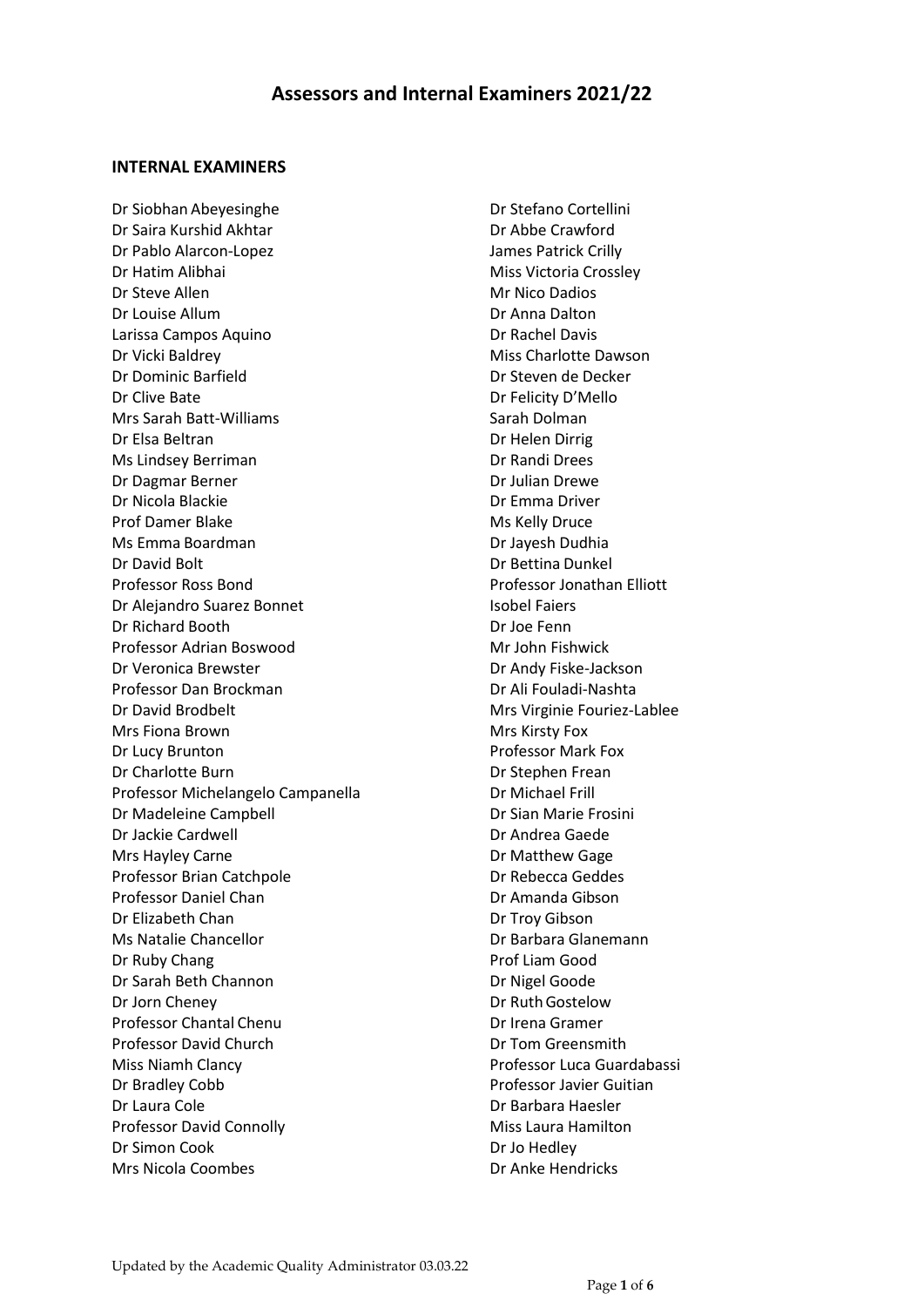# Assessors and Internal Examiners 2021/22

## INTERNAL EXAMINERS

Dr Siobhan Abeyesinghe
Dr Saira Kurshid Akhtar
Dr Pablo Alarcon-Lopez
Dr Hatim Alibhai
Dr Steve Allen
Dr Louise Allum
Larissa Campos Aquino
Dr Vicki Baldrey
Dr Dominic Barfield
Dr Clive Bate
Mrs Sarah Batt-Williams
Dr Elsa Beltran
Ms Lindsey Berriman
Dr Dagmar Berner
Dr Nicola Blackie
Prof Damer Blake
Ms Emma Boardman
Dr David Bolt
Professor Ross Bond
Dr Alejandro Suarez Bonnet
Dr Richard Booth
Professor Adrian Boswood
Dr Veronica Brewster
Professor Dan Brockman
Dr David Brodbelt
Mrs Fiona Brown
Dr Lucy Brunton
Dr Charlotte Burn
Professor Michelangelo Campanella
Dr Madeleine Campbell
Dr Jackie Cardwell
Mrs Hayley Carne
Professor Brian Catchpole
Professor Daniel Chan
Dr Elizabeth Chan
Ms Natalie Chancellor
Dr Ruby Chang
Dr Sarah Beth Channon
Dr Jorn Cheney
Professor Chantal Chenu
Professor David Church
Miss Niamh Clancy
Dr Bradley Cobb
Dr Laura Cole
Professor David Connolly
Dr Simon Cook
Mrs Nicola Coombes
Dr Stefano Cortellini
Dr Abbe Crawford
James Patrick Crilly
Miss Victoria Crossley
Mr Nico Dadios
Dr Anna Dalton
Dr Rachel Davis
Miss Charlotte Dawson
Dr Steven de Decker
Dr Felicity D'Mello
Sarah Dolman
Dr Helen Dirrig
Dr Randi Drees
Dr Julian Drewe
Dr Emma Driver
Ms Kelly Druce
Dr Jayesh Dudhia
Dr Bettina Dunkel
Professor Jonathan Elliott
Isobel Faiers
Dr Joe Fenn
Mr John Fishwick
Dr Andy Fiske-Jackson
Dr Ali Fouladi-Nashta
Mrs Virginie Fouriez-Lablee
Mrs Kirsty Fox
Professor Mark Fox
Dr Stephen Frean
Dr Michael Frill
Dr Sian Marie Frosini
Dr Andrea Gaede
Dr Matthew Gage
Dr Rebecca Geddes
Dr Amanda Gibson
Dr Troy Gibson
Dr Barbara Glanemann
Prof Liam Good
Dr Nigel Goode
Dr Ruth Gostelow
Dr Irena Gramer
Dr Tom Greensmith
Professor Luca Guardabassi
Professor Javier Guitian
Dr Barbara Haesler
Miss Laura Hamilton
Dr Jo Hedley
Dr Anke Hendricks

Updated by the Academic Quality Administrator 03.03.22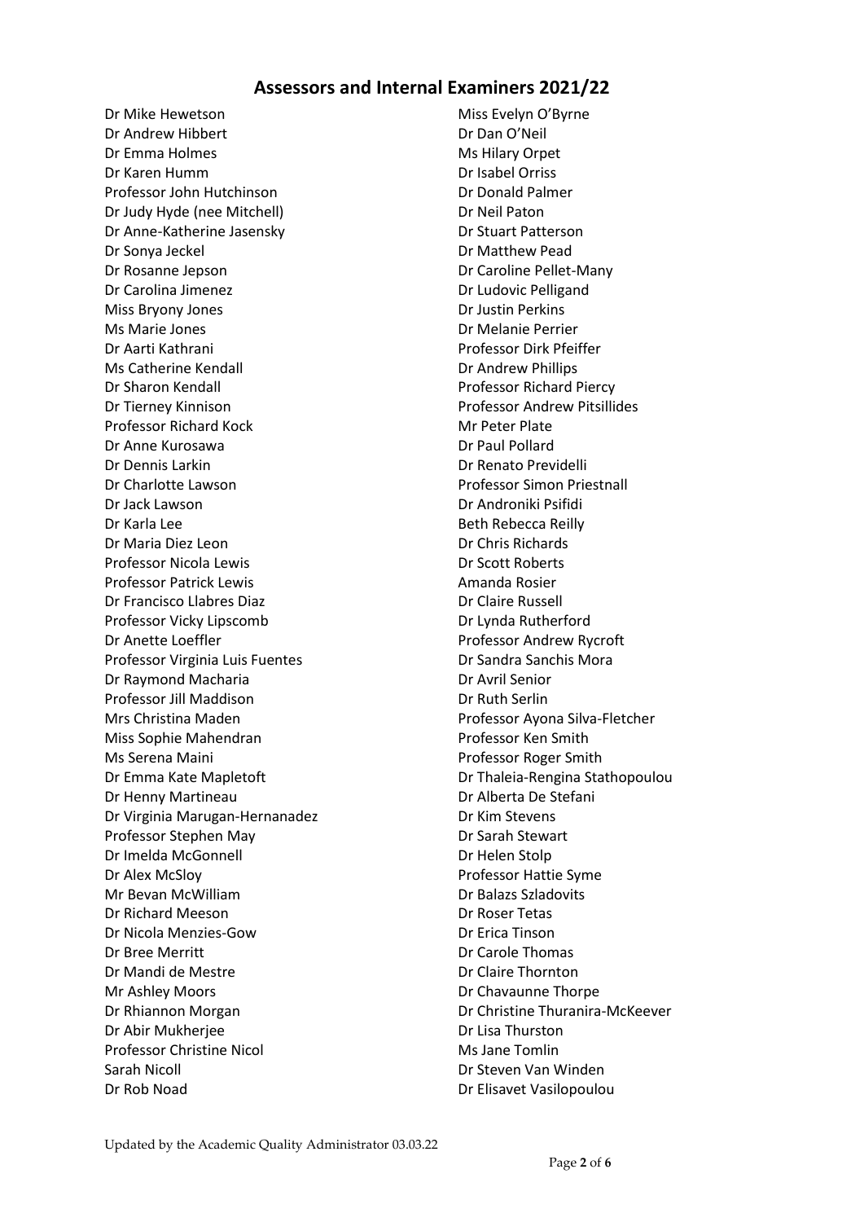## Assessors and Internal Examiners 2021/22

Dr Mike Hewetson
Dr Andrew Hibbert
Dr Emma Holmes
Dr Karen Humm
Professor John Hutchinson
Dr Judy Hyde (nee Mitchell)
Dr Anne-Katherine Jasensky
Dr Sonya Jeckel
Dr Rosanne Jepson
Dr Carolina Jimenez
Miss Bryony Jones
Ms Marie Jones
Dr Aarti Kathrani
Ms Catherine Kendall
Dr Sharon Kendall
Dr Tierney Kinnison
Professor Richard Kock
Dr Anne Kurosawa
Dr Dennis Larkin
Dr Charlotte Lawson
Dr Jack Lawson
Dr Karla Lee
Dr Maria Diez Leon
Professor Nicola Lewis
Professor Patrick Lewis
Dr Francisco Llabres Diaz
Professor Vicky Lipscomb
Dr Anette Loeffler
Professor Virginia Luis Fuentes
Dr Raymond Macharia
Professor Jill Maddison
Mrs Christina Maden
Miss Sophie Mahendran
Ms Serena Maini
Dr Emma Kate Mapletoft
Dr Henny Martineau
Dr Virginia Marugan-Hernanadez
Professor Stephen May
Dr Imelda McGonnell
Dr Alex McSloy
Mr Bevan McWilliam
Dr Richard Meeson
Dr Nicola Menzies-Gow
Dr Bree Merritt
Dr Mandi de Mestre
Mr Ashley Moors
Dr Rhiannon Morgan
Dr Abir Mukherjee
Professor Christine Nicol
Sarah Nicoll
Dr Rob Noad
Miss Evelyn O'Byrne
Dr Dan O'Neil
Ms Hilary Orpet
Dr Isabel Orriss
Dr Donald Palmer
Dr Neil Paton
Dr Stuart Patterson
Dr Matthew Pead
Dr Caroline Pellet-Many
Dr Ludovic Pelligand
Dr Justin Perkins
Dr Melanie Perrier
Professor Dirk Pfeiffer
Dr Andrew Phillips
Professor Richard Piercy
Professor Andrew Pitsillides
Mr Peter Plate
Dr Paul Pollard
Dr Renato Previdelli
Professor Simon Priestnall
Dr Androniki Psifidi
Beth Rebecca Reilly
Dr Chris Richards
Dr Scott Roberts
Amanda Rosier
Dr Claire Russell
Dr Lynda Rutherford
Professor Andrew Rycroft
Dr Sandra Sanchis Mora
Dr Avril Senior
Dr Ruth Serlin
Professor Ayona Silva-Fletcher
Professor Ken Smith
Professor Roger Smith
Dr Thaleia-Rengina Stathopoulou
Dr Alberta De Stefani
Dr Kim Stevens
Dr Sarah Stewart
Dr Helen Stolp
Professor Hattie Syme
Dr Balazs Szladovits
Dr Roser Tetas
Dr Erica Tinson
Dr Carole Thomas
Dr Claire Thornton
Dr Chavaunne Thorpe
Dr Christine Thuranira-McKeever
Dr Lisa Thurston
Ms Jane Tomlin
Dr Steven Van Winden
Dr Elisavet Vasilopoulou

Updated by the Academic Quality Administrator 03.03.22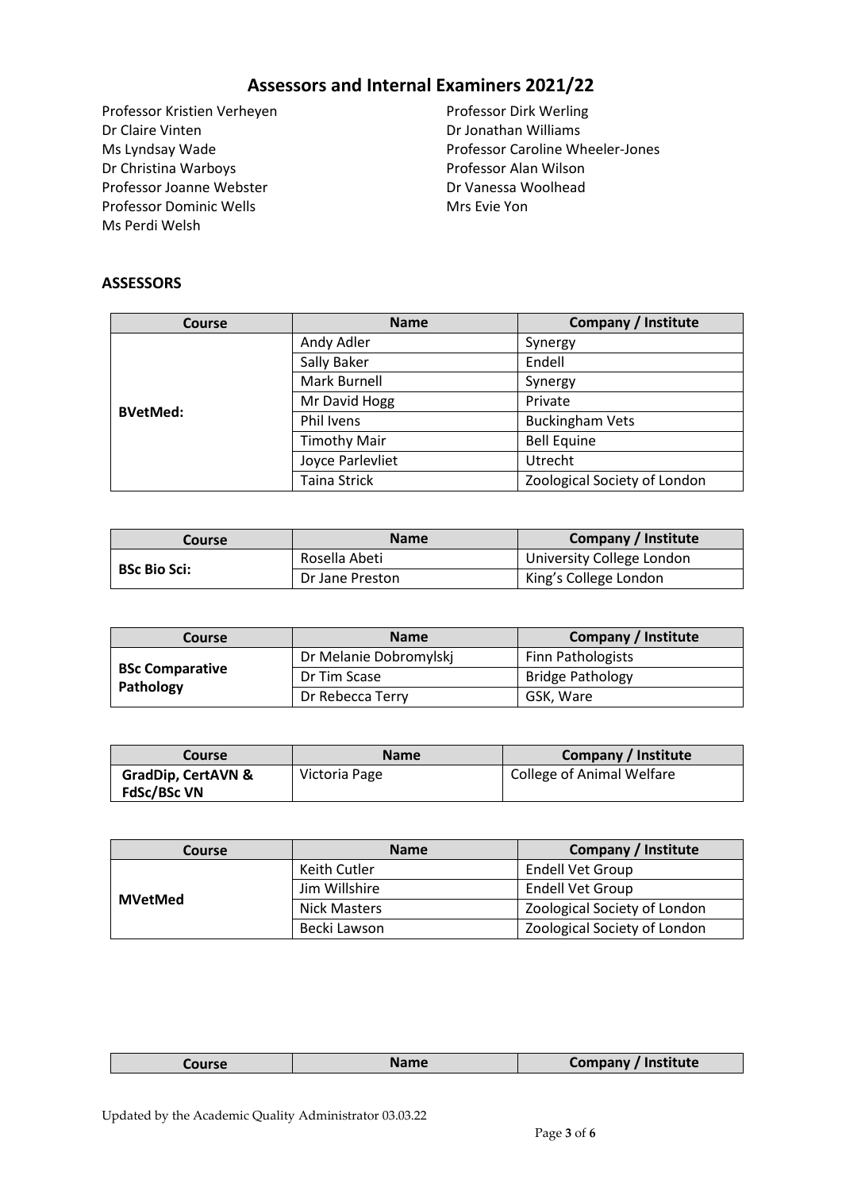## Assessors and Internal Examiners 2021/22

Professor Kristien Verheyen
Dr Claire Vinten
Ms Lyndsay Wade
Dr Christina Warboys
Professor Joanne Webster
Professor Dominic Wells
Ms Perdi Welsh
Professor Dirk Werling
Dr Jonathan Williams
Professor Caroline Wheeler-Jones
Professor Alan Wilson
Dr Vanessa Woolhead
Mrs Evie Yon

### ASSESSORS

| Course | Name | Company / Institute |
|---|---|---|
| BVetMed: | Andy Adler | Synergy |
| | Sally Baker | Endell |
| | Mark Burnell | Synergy |
| | Mr David Hogg | Private |
| | Phil Ivens | Buckingham Vets |
| | Timothy Mair | Bell Equine |
| | Joyce Parlevliet | Utrecht |
| | Taina Strick | Zoological Society of London |

| Course | Name | Company / Institute |
|---|---|---|
| BSc Bio Sci: | Rosella Abeti | University College London |
| | Dr Jane Preston | King's College London |

| Course | Name | Company / Institute |
|---|---|---|
| BSc Comparative Pathology | Dr Melanie Dobromylskj | Finn Pathologists |
| | Dr Tim Scase | Bridge Pathology |
| | Dr Rebecca Terry | GSK, Ware |

| Course | Name | Company / Institute |
|---|---|---|
| GradDip, CertAVN & FdSc/BSc VN | Victoria Page | College of Animal Welfare |

| Course | Name | Company / Institute |
|---|---|---|
| MVetMed | Keith Cutler | Endell Vet Group |
| | Jim Willshire | Endell Vet Group |
| | Nick Masters | Zoological Society of London |
| | Becki Lawson | Zoological Society of London |

| Course | Name | Company / Institute |
|---|---|---|

Updated by the Academic Quality Administrator 03.03.22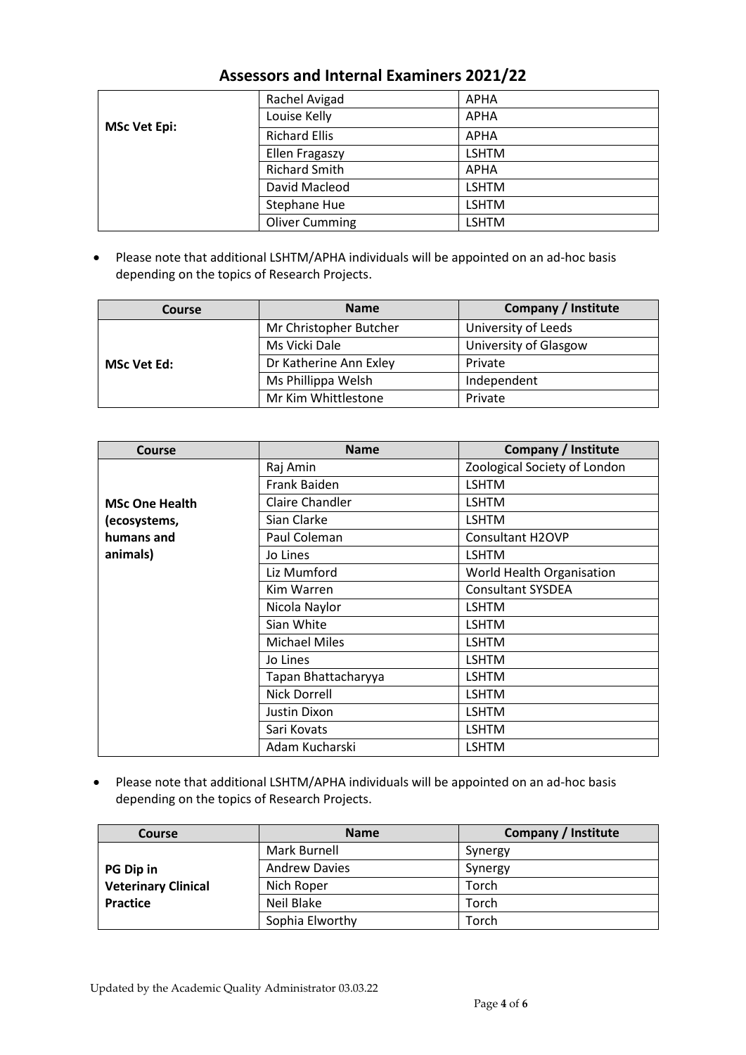# Assessors and Internal Examiners 2021/22

| | | |
|---|---|---|
| **MSc Vet Epi:** | Rachel Avigad | APHA |
| | Louise Kelly | APHA |
| | Richard Ellis | APHA |
| | Ellen Fragaszy | LSHTM |
| | Richard Smith | APHA |
| | David Macleod | LSHTM |
| | Stephane Hue | LSHTM |
| | Oliver Cumming | LSHTM |

- Please note that additional LSHTM/APHA individuals will be appointed on an ad-hoc basis depending on the topics of Research Projects.

| Course | Name | Company / Institute |
|---|---|---|
| **MSc Vet Ed:** | Mr Christopher Butcher | University of Leeds |
| | Ms Vicki Dale | University of Glasgow |
| | Dr Katherine Ann Exley | Private |
| | Ms Phillippa Welsh | Independent |
| | Mr Kim Whittlestone | Private |

| Course | Name | Company / Institute |
|---|---|---|
| **MSc One Health (ecosystems, humans and animals)** | Raj Amin | Zoological Society of London |
| | Frank Baiden | LSHTM |
| | Claire Chandler | LSHTM |
| | Sian Clarke | LSHTM |
| | Paul Coleman | Consultant H2OVP |
| | Jo Lines | LSHTM |
| | Liz Mumford | World Health Organisation |
| | Kim Warren | Consultant SYSDEA |
| | Nicola Naylor | LSHTM |
| | Sian White | LSHTM |
| | Michael Miles | LSHTM |
| | Jo Lines | LSHTM |
| | Tapan Bhattacharyya | LSHTM |
| | Nick Dorrell | LSHTM |
| | Justin Dixon | LSHTM |
| | Sari Kovats | LSHTM |
| | Adam Kucharski | LSHTM |

- Please note that additional LSHTM/APHA individuals will be appointed on an ad-hoc basis depending on the topics of Research Projects.

| Course | Name | Company / Institute |
|---|---|---|
| **PG Dip in Veterinary Clinical Practice** | Mark Burnell | Synergy |
| | Andrew Davies | Synergy |
| | Nich Roper | Torch |
| | Neil Blake | Torch |
| | Sophia Elworthy | Torch |

Updated by the Academic Quality Administrator 03.03.22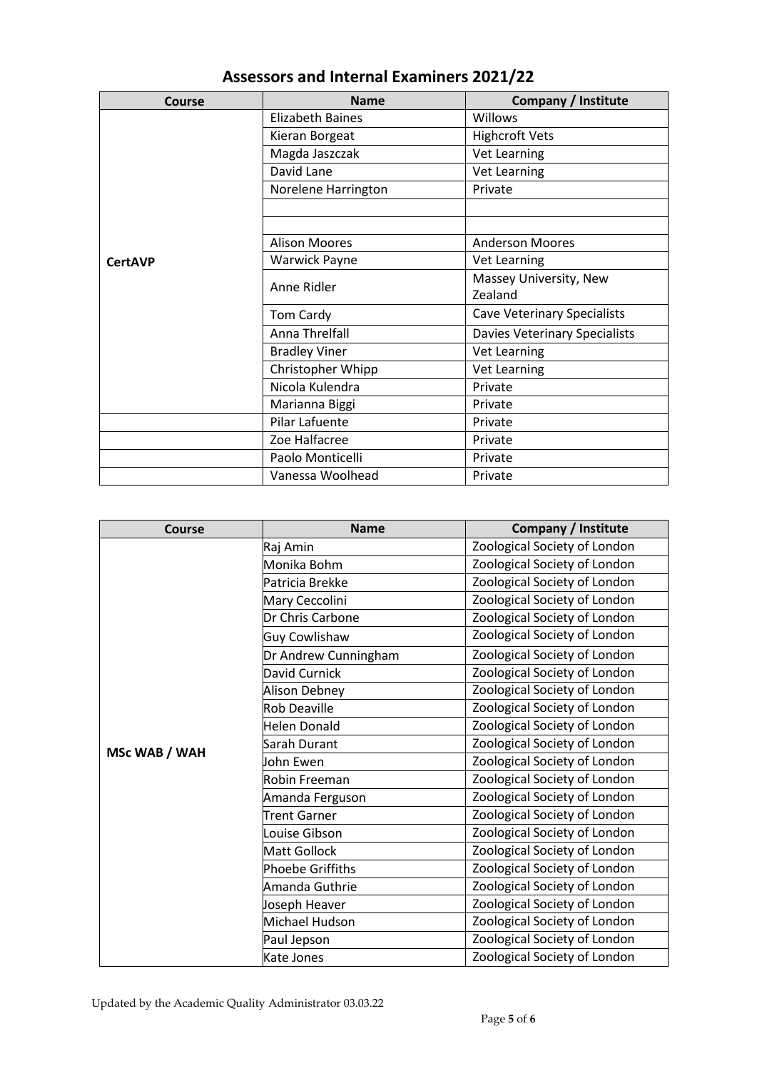# Assessors and Internal Examiners 2021/22

| Course | Name | Company / Institute |
|---|---|---|
| CertAVP | Elizabeth Baines | Willows |
| | Kieran Borgeat | Highcroft Vets |
| | Magda Jaszczak | Vet Learning |
| | David Lane | Vet Learning |
| | Norelene Harrington | Private |
| | | |
| | | |
| | Alison Moores | Anderson Moores |
| | Warwick Payne | Vet Learning |
| | Anne Ridler | Massey University, New Zealand |
| | Tom Cardy | Cave Veterinary Specialists |
| | Anna Threlfall | Davies Veterinary Specialists |
| | Bradley Viner | Vet Learning |
| | Christopher Whipp | Vet Learning |
| | Nicola Kulendra | Private |
| | Marianna Biggi | Private |
| | Pilar Lafuente | Private |
| | Zoe Halfacree | Private |
| | Paolo Monticelli | Private |
| | Vanessa Woolhead | Private |

| Course | Name | Company / Institute |
|---|---|---|
| MSc WAB / WAH | Raj Amin | Zoological Society of London |
| | Monika Bohm | Zoological Society of London |
| | Patricia Brekke | Zoological Society of London |
| | Mary Ceccolini | Zoological Society of London |
| | Dr Chris Carbone | Zoological Society of London |
| | Guy Cowlishaw | Zoological Society of London |
| | Dr Andrew Cunningham | Zoological Society of London |
| | David Curnick | Zoological Society of London |
| | Alison Debney | Zoological Society of London |
| | Rob Deaville | Zoological Society of London |
| | Helen Donald | Zoological Society of London |
| | Sarah Durant | Zoological Society of London |
| | John Ewen | Zoological Society of London |
| | Robin Freeman | Zoological Society of London |
| | Amanda Ferguson | Zoological Society of London |
| | Trent Garner | Zoological Society of London |
| | Louise Gibson | Zoological Society of London |
| | Matt Gollock | Zoological Society of London |
| | Phoebe Griffiths | Zoological Society of London |
| | Amanda Guthrie | Zoological Society of London |
| | Joseph Heaver | Zoological Society of London |
| | Michael Hudson | Zoological Society of London |
| | Paul Jepson | Zoological Society of London |
| | Kate Jones | Zoological Society of London |

Updated by the Academic Quality Administrator 03.03.22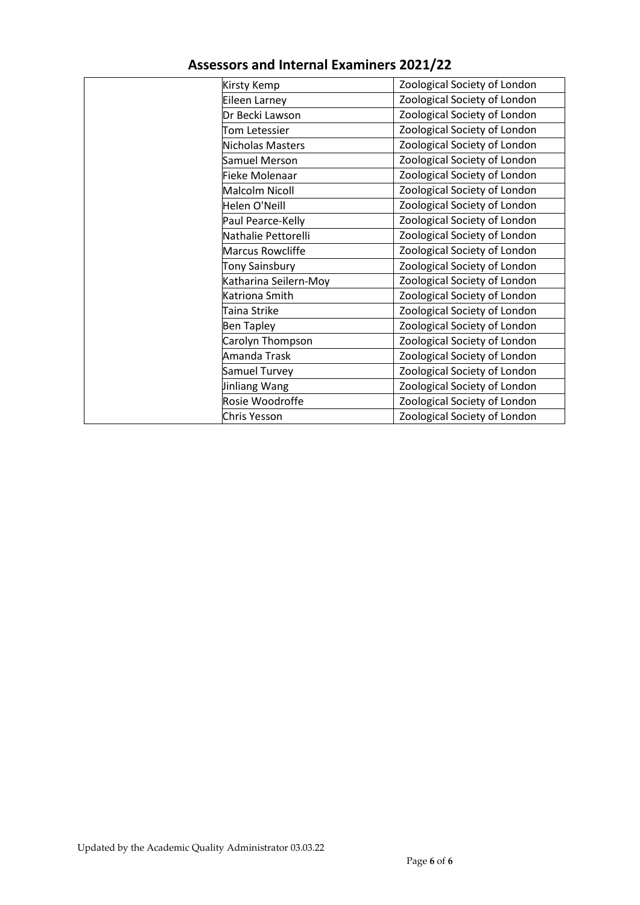## Assessors and Internal Examiners 2021/22

| | | |
|---|---|---|
| | Kirsty Kemp | Zoological Society of London |
| | Eileen Larney | Zoological Society of London |
| | Dr Becki Lawson | Zoological Society of London |
| | Tom Letessier | Zoological Society of London |
| | Nicholas Masters | Zoological Society of London |
| | Samuel Merson | Zoological Society of London |
| | Fieke Molenaar | Zoological Society of London |
| | Malcolm Nicoll | Zoological Society of London |
| | Helen O'Neill | Zoological Society of London |
| | Paul Pearce-Kelly | Zoological Society of London |
| | Nathalie Pettorelli | Zoological Society of London |
| | Marcus Rowcliffe | Zoological Society of London |
| | Tony Sainsbury | Zoological Society of London |
| | Katharina Seilern-Moy | Zoological Society of London |
| | Katriona Smith | Zoological Society of London |
| | Taina Strike | Zoological Society of London |
| | Ben Tapley | Zoological Society of London |
| | Carolyn Thompson | Zoological Society of London |
| | Amanda Trask | Zoological Society of London |
| | Samuel Turvey | Zoological Society of London |
| | Jinliang Wang | Zoological Society of London |
| | Rosie Woodroffe | Zoological Society of London |
| | Chris Yesson | Zoological Society of London |

Updated by the Academic Quality Administrator 03.03.22